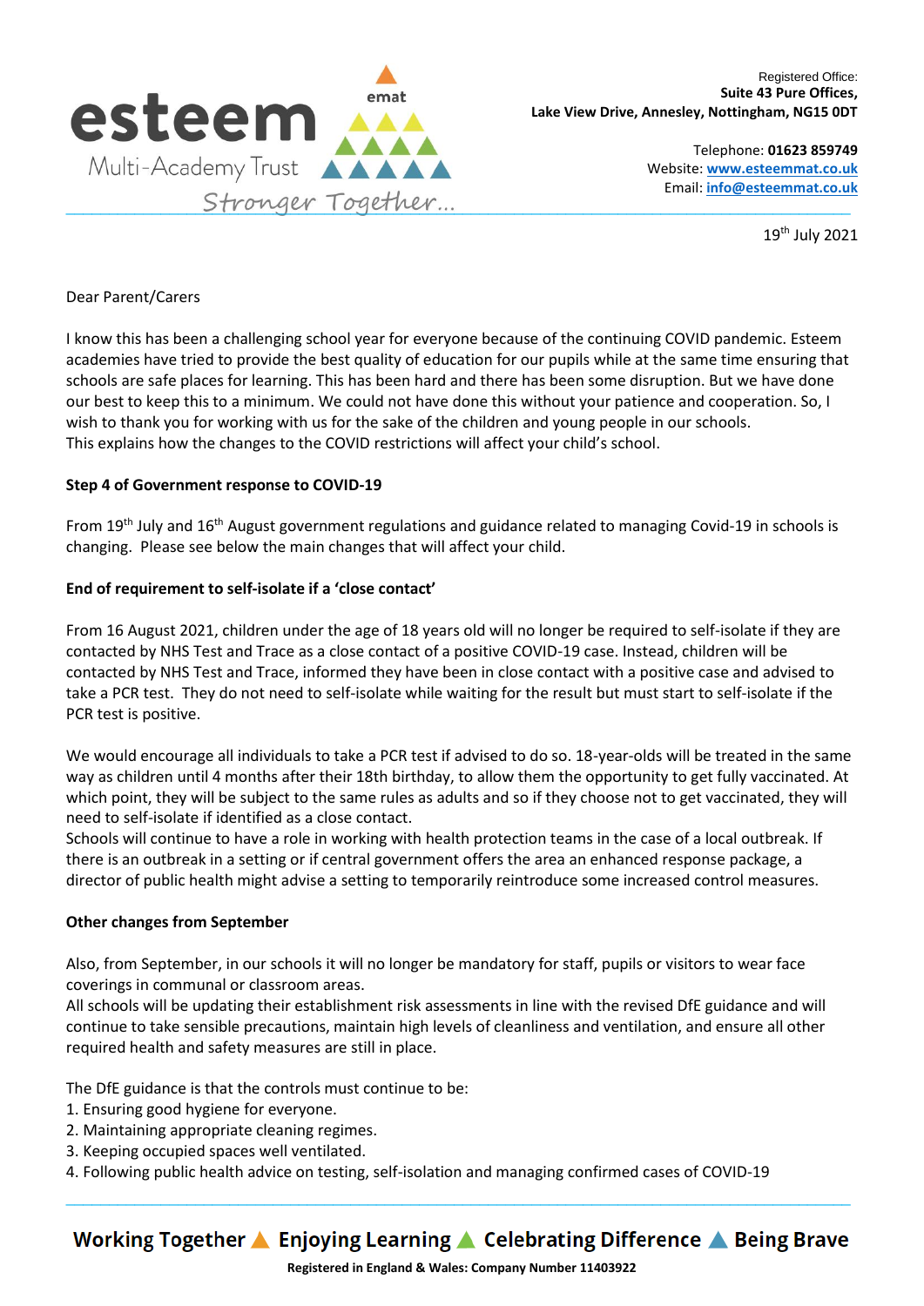esteem Multi-Academy Trust — emat — Stronger Together...

Registered Office:
**Suite 43 Pure Offices,**
**Lake View Drive, Annesley, Nottingham, NG15 0DT**

Telephone: **01623 859749**
Website: **www.esteemmat.co.uk**
Email: **info@esteemmat.co.uk**

19th July 2021

Dear Parent/Carers

I know this has been a challenging school year for everyone because of the continuing COVID pandemic. Esteem academies have tried to provide the best quality of education for our pupils while at the same time ensuring that schools are safe places for learning. This has been hard and there has been some disruption. But we have done our best to keep this to a minimum. We could not have done this without your patience and cooperation. So, I wish to thank you for working with us for the sake of the children and young people in our schools.
This explains how the changes to the COVID restrictions will affect your child's school.

**Step 4 of Government response to COVID-19**

From 19th July and 16th August government regulations and guidance related to managing Covid-19 in schools is changing. Please see below the main changes that will affect your child.

**End of requirement to self-isolate if a 'close contact'**

From 16 August 2021, children under the age of 18 years old will no longer be required to self-isolate if they are contacted by NHS Test and Trace as a close contact of a positive COVID-19 case. Instead, children will be contacted by NHS Test and Trace, informed they have been in close contact with a positive case and advised to take a PCR test. They do not need to self-isolate while waiting for the result but must start to self-isolate if the PCR test is positive.

We would encourage all individuals to take a PCR test if advised to do so. 18-year-olds will be treated in the same way as children until 4 months after their 18th birthday, to allow them the opportunity to get fully vaccinated. At which point, they will be subject to the same rules as adults and so if they choose not to get vaccinated, they will need to self-isolate if identified as a close contact.
Schools will continue to have a role in working with health protection teams in the case of a local outbreak. If there is an outbreak in a setting or if central government offers the area an enhanced response package, a director of public health might advise a setting to temporarily reintroduce some increased control measures.

**Other changes from September**

Also, from September, in our schools it will no longer be mandatory for staff, pupils or visitors to wear face coverings in communal or classroom areas.
All schools will be updating their establishment risk assessments in line with the revised DfE guidance and will continue to take sensible precautions, maintain high levels of cleanliness and ventilation, and ensure all other required health and safety measures are still in place.

The DfE guidance is that the controls must continue to be:
1. Ensuring good hygiene for everyone.
2. Maintaining appropriate cleaning regimes.
3. Keeping occupied spaces well ventilated.
4. Following public health advice on testing, self-isolation and managing confirmed cases of COVID-19

**Working Together ▲ Enjoying Learning ▲ Celebrating Difference ▲ Being Brave**

**Registered in England & Wales: Company Number 11403922**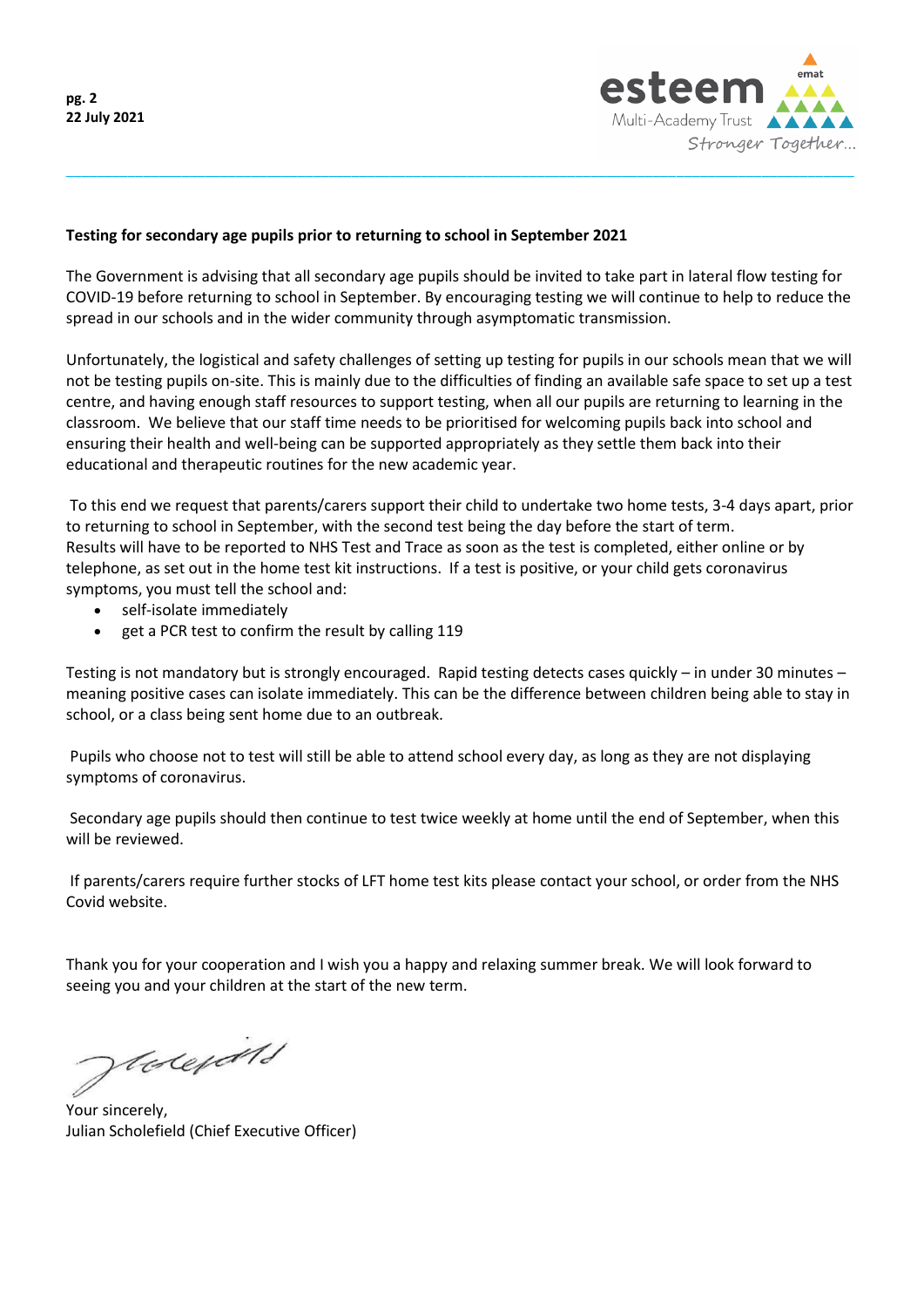**Testing for secondary age pupils prior to returning to school in September 2021**

The Government is advising that all secondary age pupils should be invited to take part in lateral flow testing for COVID-19 before returning to school in September. By encouraging testing we will continue to help to reduce the spread in our schools and in the wider community through asymptomatic transmission.

Unfortunately, the logistical and safety challenges of setting up testing for pupils in our schools mean that we will not be testing pupils on-site. This is mainly due to the difficulties of finding an available safe space to set up a test centre, and having enough staff resources to support testing, when all our pupils are returning to learning in the classroom. We believe that our staff time needs to be prioritised for welcoming pupils back into school and ensuring their health and well-being can be supported appropriately as they settle them back into their educational and therapeutic routines for the new academic year.

To this end we request that parents/carers support their child to undertake two home tests, 3-4 days apart, prior to returning to school in September, with the second test being the day before the start of term. Results will have to be reported to NHS Test and Trace as soon as the test is completed, either online or by telephone, as set out in the home test kit instructions. If a test is positive, or your child gets coronavirus symptoms, you must tell the school and:

- self-isolate immediately
- get a PCR test to confirm the result by calling 119

Testing is not mandatory but is strongly encouraged. Rapid testing detects cases quickly – in under 30 minutes – meaning positive cases can isolate immediately. This can be the difference between children being able to stay in school, or a class being sent home due to an outbreak.

Pupils who choose not to test will still be able to attend school every day, as long as they are not displaying symptoms of coronavirus.

Secondary age pupils should then continue to test twice weekly at home until the end of September, when this will be reviewed.

If parents/carers require further stocks of LFT home test kits please contact your school, or order from the NHS Covid website.

Thank you for your cooperation and I wish you a happy and relaxing summer break. We will look forward to seeing you and your children at the start of the new term.

Your sincerely,
Julian Scholefield (Chief Executive Officer)